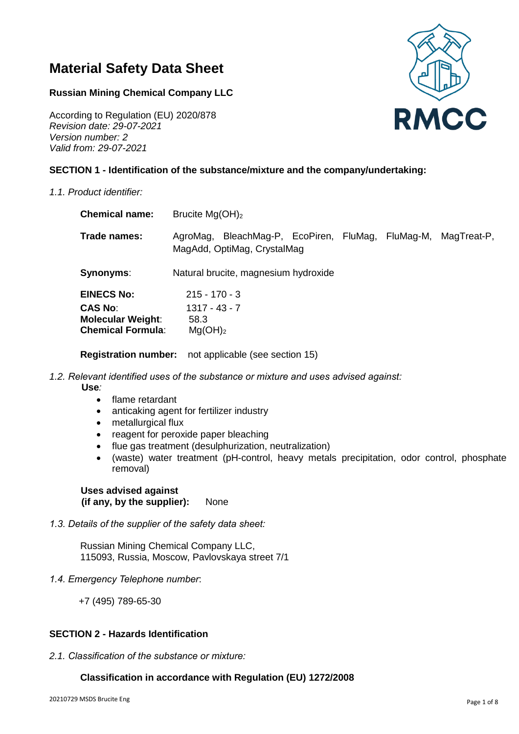# Material Safety Data Sheet

**Russian Mining Chemical Company LLC**

According to Regulation (EU) 2020/878
*Revision date: 29-07-2021*
*Version number: 2*
*Valid from: 29-07-2021*

## SECTION 1 - Identification of the substance/mixture and the company/undertaking:

*1.1. Product identifier:*

**Chemical name:** Brucite $Mg(OH)_2$

**Trade names:** AgroMag, BleachMag-P, EcoPiren, FluMag, FluMag-M, MagTreat-P, MagAdd, OptiMag, CrystalMag

**Synonyms**: Natural brucite, magnesium hydroxide

**EINECS No:** 215 - 170 - 3
**CAS No**: 1317 - 43 - 7
**Molecular Weight**: 58.3
**Chemical Formula**: $Mg(OH)_2$

**Registration number:** not applicable (see section 15)

*1.2. Relevant identified uses of the substance or mixture and uses advised against:*

**Use***:*

- flame retardant
- anticaking agent for fertilizer industry
- metallurgical flux
- reagent for peroxide paper bleaching
- flue gas treatment (desulphurization, neutralization)
- (waste) water treatment (pH-control, heavy metals precipitation, odor control, phosphate removal)

**Uses advised against (if any, by the supplier):** None

*1.3. Details of the supplier of the safety data sheet:*

Russian Mining Chemical Company LLC,
115093, Russia, Moscow, Pavlovskaya street 7/1

*1.4. Emergency Telephone number*:

+7 (495) 789-65-30

## SECTION 2 - Hazards Identification

*2.1. Classification of the substance or mixture:*

**Classification in accordance with Regulation (EU) 1272/2008**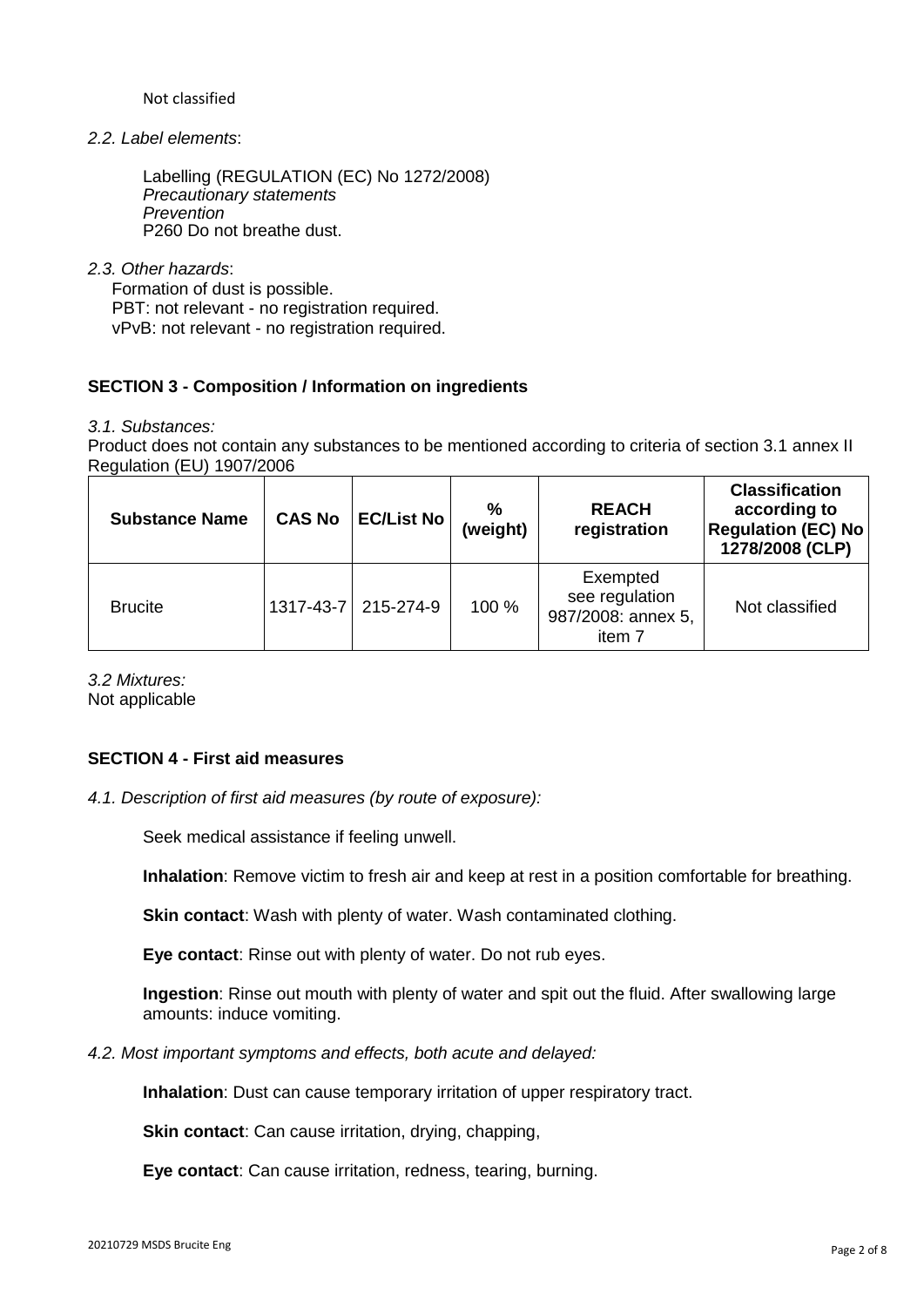Not classified

*2.2. Label elements*:

Labelling (REGULATION (EC) No 1272/2008)
*Precautionary statements*
*Prevention*
P260 Do not breathe dust.

*2.3. Other hazards*:
Formation of dust is possible.
PBT: not relevant - no registration required.
vPvB: not relevant - no registration required.

## SECTION 3 - Composition / Information on ingredients

*3.1. Substances:*
Product does not contain any substances to be mentioned according to criteria of section 3.1 annex II Regulation (EU) 1907/2006

| Substance Name | CAS No | EC/List No | % (weight) | REACH registration | Classification according to Regulation (EC) No 1278/2008 (CLP) |
|---|---|---|---|---|---|
| Brucite | 1317-43-7 | 215-274-9 | 100 % | Exempted see regulation 987/2008: annex 5, item 7 | Not classified |

*3.2 Mixtures:*
Not applicable

## SECTION 4 - First aid measures

*4.1. Description of first aid measures (by route of exposure):*

Seek medical assistance if feeling unwell.

**Inhalation**: Remove victim to fresh air and keep at rest in a position comfortable for breathing.

**Skin contact**: Wash with plenty of water. Wash contaminated clothing.

**Eye contact**: Rinse out with plenty of water. Do not rub eyes.

**Ingestion**: Rinse out mouth with plenty of water and spit out the fluid. After swallowing large amounts: induce vomiting.

*4.2. Most important symptoms and effects, both acute and delayed:*

**Inhalation**: Dust can cause temporary irritation of upper respiratory tract.

**Skin contact**: Can cause irritation, drying, chapping,

**Eye contact**: Can cause irritation, redness, tearing, burning.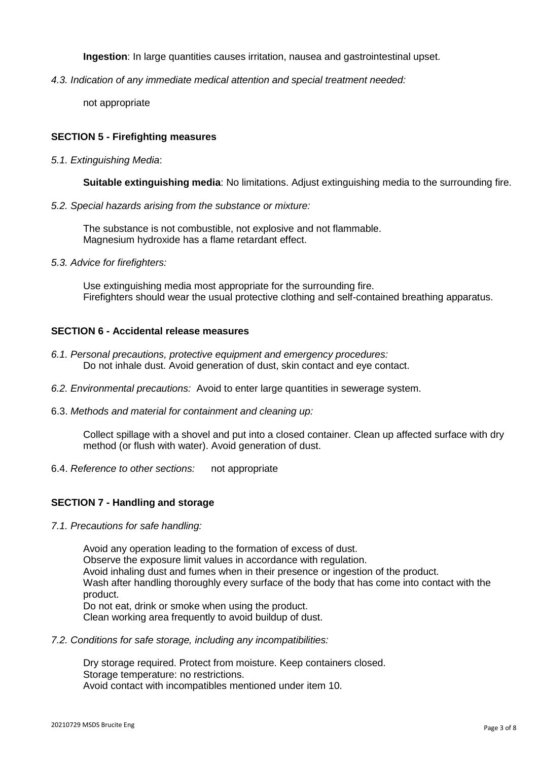**Ingestion**: In large quantities causes irritation, nausea and gastrointestinal upset.

*4.3. Indication of any immediate medical attention and special treatment needed:*

not appropriate

## SECTION 5 - Firefighting measures

*5.1. Extinguishing Media*:

**Suitable extinguishing media**: No limitations. Adjust extinguishing media to the surrounding fire.

*5.2. Special hazards arising from the substance or mixture:*

The substance is not combustible, not explosive and not flammable.
Magnesium hydroxide has a flame retardant effect.

*5.3. Advice for firefighters:*

Use extinguishing media most appropriate for the surrounding fire.
Firefighters should wear the usual protective clothing and self-contained breathing apparatus.

## SECTION 6 - Accidental release measures

*6.1. Personal precautions, protective equipment and emergency procedures:*
Do not inhale dust. Avoid generation of dust, skin contact and eye contact.

*6.2. Environmental precautions:* Avoid to enter large quantities in sewerage system.

6.3. *Methods and material for containment and cleaning up:*

Collect spillage with a shovel and put into a closed container. Clean up affected surface with dry method (or flush with water). Avoid generation of dust.

6.4. *Reference to other sections:* not appropriate

## SECTION 7 - Handling and storage

*7.1. Precautions for safe handling:*

Avoid any operation leading to the formation of excess of dust.
Observe the exposure limit values in accordance with regulation.
Avoid inhaling dust and fumes when in their presence or ingestion of the product.
Wash after handling thoroughly every surface of the body that has come into contact with the product.
Do not eat, drink or smoke when using the product.
Clean working area frequently to avoid buildup of dust.

*7.2. Conditions for safe storage, including any incompatibilities:*

Dry storage required. Protect from moisture. Keep containers closed.
Storage temperature: no restrictions.
Avoid contact with incompatibles mentioned under item 10.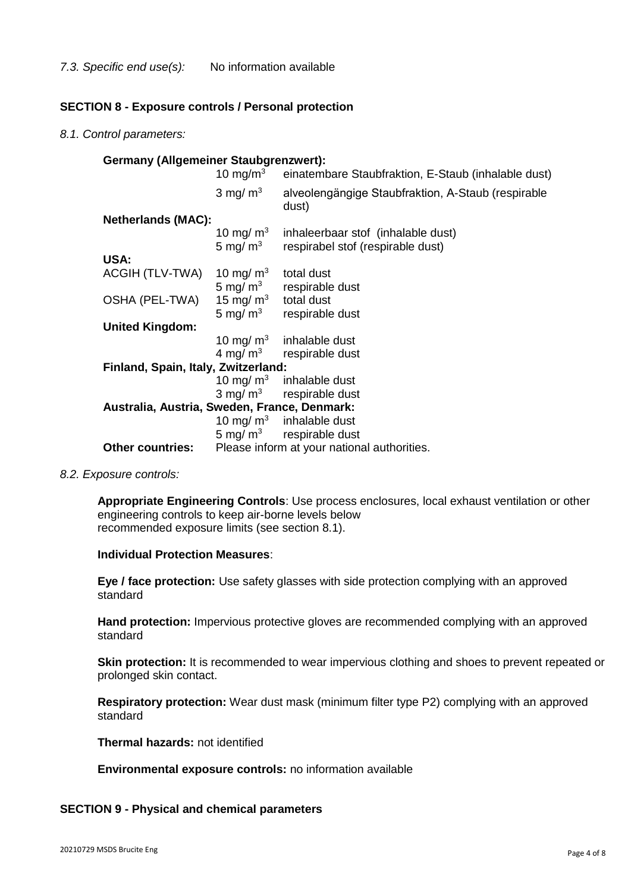*7.3. Specific end use(s):* No information available

## SECTION 8 - Exposure controls / Personal protection

*8.1. Control parameters:*

| | | |
|---|---|---|
| **Germany (Allgemeiner Staubgrenzwert):** | | |
| | 10 mg/m$^3$ | einatembare Staubfraktion, E-Staub (inhalable dust) |
| | 3 mg/ m$^3$ | alveolengängige Staubfraktion, A-Staub (respirable dust) |
| **Netherlands (MAC):** | | |
| | 10 mg/ m$^3$ | inhaleerbaar stof (inhalable dust) |
| | 5 mg/ m$^3$ | respirabel stof (respirable dust) |
| **USA:** | | |
| ACGIH (TLV-TWA) | 10 mg/ m$^3$ | total dust |
| | 5 mg/ m$^3$ | respirable dust |
| OSHA (PEL-TWA) | 15 mg/ m$^3$ | total dust |
| | 5 mg/ m$^3$ | respirable dust |
| **United Kingdom:** | | |
| | 10 mg/ m$^3$ | inhalable dust |
| | 4 mg/ m$^3$ | respirable dust |
| **Finland, Spain, Italy, Zwitzerland:** | | |
| | 10 mg/ m$^3$ | inhalable dust |
| | 3 mg/ m$^3$ | respirable dust |
| **Australia, Austria, Sweden, France, Denmark:** | | |
| | 10 mg/ m$^3$ | inhalable dust |
| | 5 mg/ m$^3$ | respirable dust |
| **Other countries:** | Please inform at your national authorities. | |

*8.2. Exposure controls:*

**Appropriate Engineering Controls**: Use process enclosures, local exhaust ventilation or other engineering controls to keep air-borne levels below recommended exposure limits (see section 8.1).

**Individual Protection Measures**:

**Eye / face protection:** Use safety glasses with side protection complying with an approved standard

**Hand protection:** Impervious protective gloves are recommended complying with an approved standard

**Skin protection:** It is recommended to wear impervious clothing and shoes to prevent repeated or prolonged skin contact.

**Respiratory protection:** Wear dust mask (minimum filter type P2) complying with an approved standard

**Thermal hazards:** not identified

**Environmental exposure controls:** no information available

## SECTION 9 - Physical and chemical parameters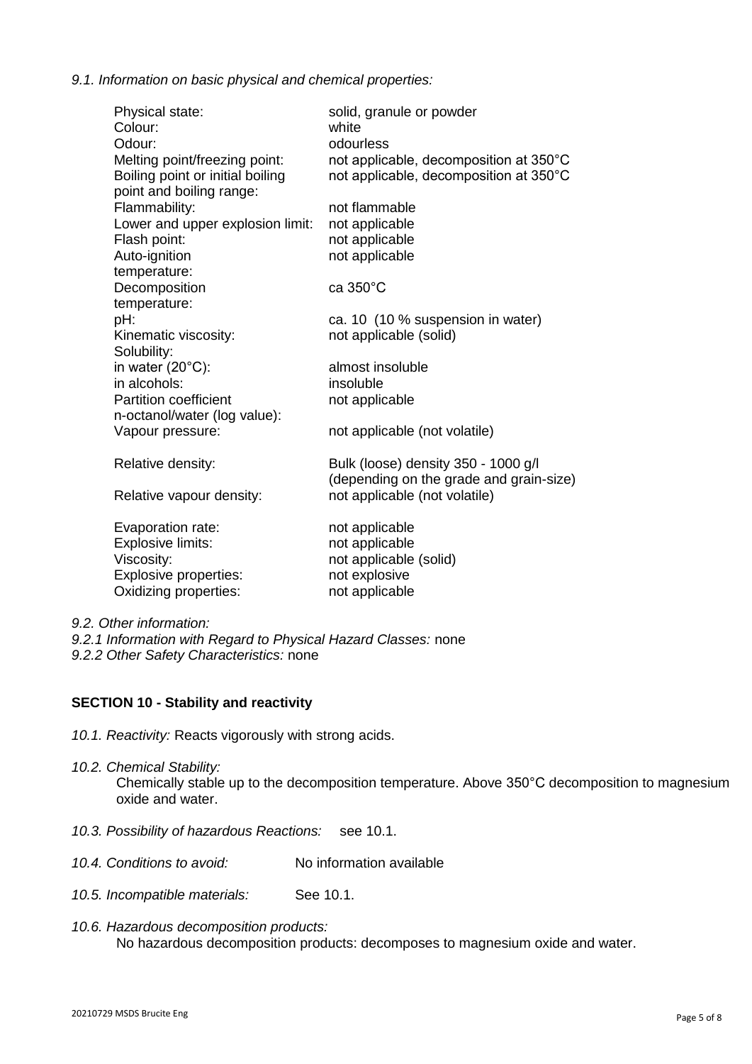*9.1. Information on basic physical and chemical properties:*

| | |
|---|---|
| Physical state: | solid, granule or powder |
| Colour: | white |
| Odour: | odourless |
| Melting point/freezing point: | not applicable, decomposition at 350°C |
| Boiling point or initial boiling point and boiling range: | not applicable, decomposition at 350°C |
| Flammability: | not flammable |
| Lower and upper explosion limit: | not applicable |
| Flash point: | not applicable |
| Auto-ignition temperature: | not applicable |
| Decomposition temperature: | ca 350°C |
| pH: | ca. 10 (10 % suspension in water) |
| Kinematic viscosity: | not applicable (solid) |
| Solubility: | |
| in water (20°C): | almost insoluble |
| in alcohols: | insoluble |
| Partition coefficient n-octanol/water (log value): | not applicable |
| Vapour pressure: | not applicable (not volatile) |
| Relative density: | Bulk (loose) density 350 - 1000 g/l (depending on the grade and grain-size) |
| Relative vapour density: | not applicable (not volatile) |
| Evaporation rate: | not applicable |
| Explosive limits: | not applicable |
| Viscosity: | not applicable (solid) |
| Explosive properties: | not explosive |
| Oxidizing properties: | not applicable |

*9.2. Other information:*

*9.2.1 Information with Regard to Physical Hazard Classes:* none

*9.2.2 Other Safety Characteristics:* none

## SECTION 10 - Stability and reactivity

*10.1. Reactivity:* Reacts vigorously with strong acids.

*10.2. Chemical Stability:*

Chemically stable up to the decomposition temperature. Above 350°C decomposition to magnesium oxide and water.

*10.3. Possibility of hazardous Reactions:* see 10.1.

*10.4. Conditions to avoid:* No information available

*10.5. Incompatible materials:* See 10.1.

*10.6. Hazardous decomposition products:*

No hazardous decomposition products: decomposes to magnesium oxide and water.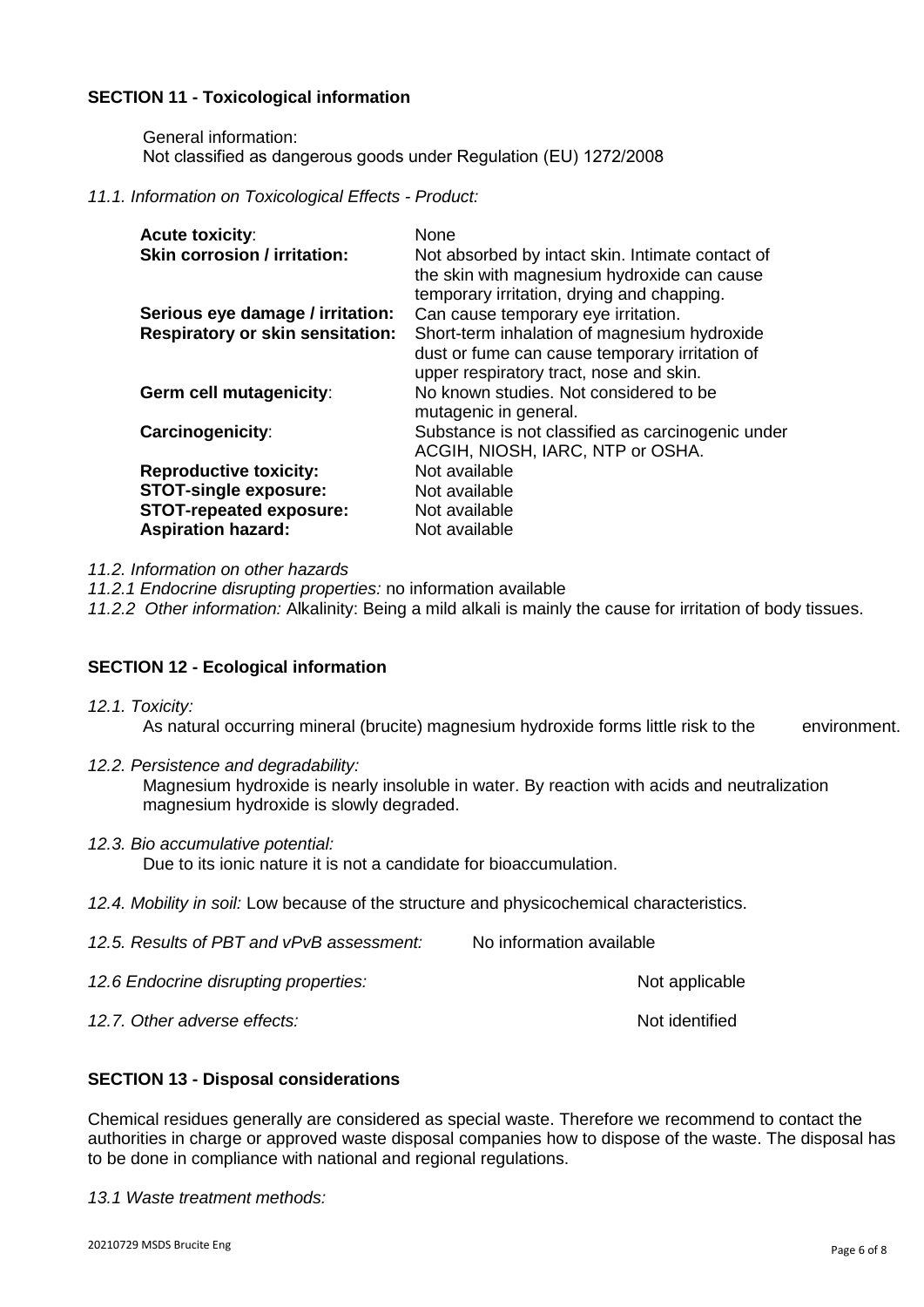## SECTION 11 - Toxicological information

General information:
Not classified as dangerous goods under Regulation (EU) 1272/2008

*11.1. Information on Toxicological Effects - Product:*

| | |
|---|---|
| **Acute toxicity**: | None |
| **Skin corrosion / irritation:** | Not absorbed by intact skin. Intimate contact of the skin with magnesium hydroxide can cause temporary irritation, drying and chapping. |
| **Serious eye damage / irritation:** | Can cause temporary eye irritation. |
| **Respiratory or skin sensitation:** | Short-term inhalation of magnesium hydroxide dust or fume can cause temporary irritation of upper respiratory tract, nose and skin. |
| **Germ cell mutagenicity**: | No known studies. Not considered to be mutagenic in general. |
| **Carcinogenicity**: | Substance is not classified as carcinogenic under ACGIH, NIOSH, IARC, NTP or OSHA. |
| **Reproductive toxicity:** | Not available |
| **STOT-single exposure:** | Not available |
| **STOT-repeated exposure:** | Not available |
| **Aspiration hazard:** | Not available |

*11.2. Information on other hazards*

*11.2.1 Endocrine disrupting properties:* no information available

*11.2.2 Other information:* Alkalinity: Being a mild alkali is mainly the cause for irritation of body tissues.

## SECTION 12 - Ecological information

*12.1. Toxicity:*
As natural occurring mineral (brucite) magnesium hydroxide forms little risk to the environment.

*12.2. Persistence and degradability:*
Magnesium hydroxide is nearly insoluble in water. By reaction with acids and neutralization magnesium hydroxide is slowly degraded.

*12.3. Bio accumulative potential:*
Due to its ionic nature it is not a candidate for bioaccumulation.

*12.4. Mobility in soil:* Low because of the structure and physicochemical characteristics.

*12.5. Results of PBT and vPvB assessment:* No information available

*12.6 Endocrine disrupting properties:* Not applicable

*12.7. Other adverse effects:* Not identified

## SECTION 13 - Disposal considerations

Chemical residues generally are considered as special waste. Therefore we recommend to contact the authorities in charge or approved waste disposal companies how to dispose of the waste. The disposal has to be done in compliance with national and regional regulations.

*13.1 Waste treatment methods:*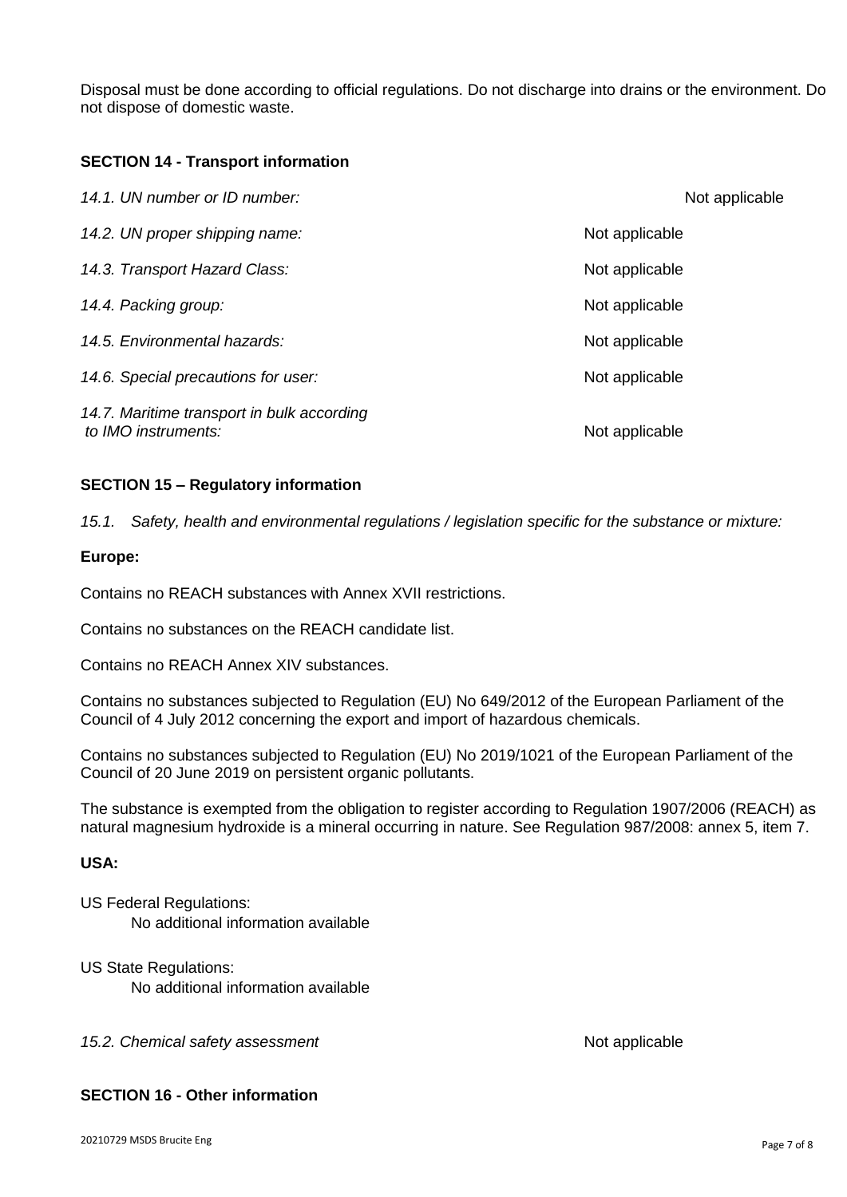Disposal must be done according to official regulations. Do not discharge into drains or the environment. Do not dispose of domestic waste.

## SECTION 14 - Transport information

| | |
|---|---|
| *14.1. UN number or ID number:* | Not applicable |
| *14.2. UN proper shipping name:* | Not applicable |
| *14.3. Transport Hazard Class:* | Not applicable |
| *14.4. Packing group:* | Not applicable |
| *14.5. Environmental hazards:* | Not applicable |
| *14.6. Special precautions for user:* | Not applicable |
| *14.7. Maritime transport in bulk according to IMO instruments:* | Not applicable |

## SECTION 15 – Regulatory information

*15.1. Safety, health and environmental regulations / legislation specific for the substance or mixture:*

**Europe:**

Contains no REACH substances with Annex XVII restrictions.

Contains no substances on the REACH candidate list.

Contains no REACH Annex XIV substances.

Contains no substances subjected to Regulation (EU) No 649/2012 of the European Parliament of the Council of 4 July 2012 concerning the export and import of hazardous chemicals.

Contains no substances subjected to Regulation (EU) No 2019/1021 of the European Parliament of the Council of 20 June 2019 on persistent organic pollutants.

The substance is exempted from the obligation to register according to Regulation 1907/2006 (REACH) as natural magnesium hydroxide is a mineral occurring in nature. See Regulation 987/2008: annex 5, item 7.

**USA:**

US Federal Regulations:
No additional information available

US State Regulations:
No additional information available

*15.2. Chemical safety assessment* Not applicable

## SECTION 16 - Other information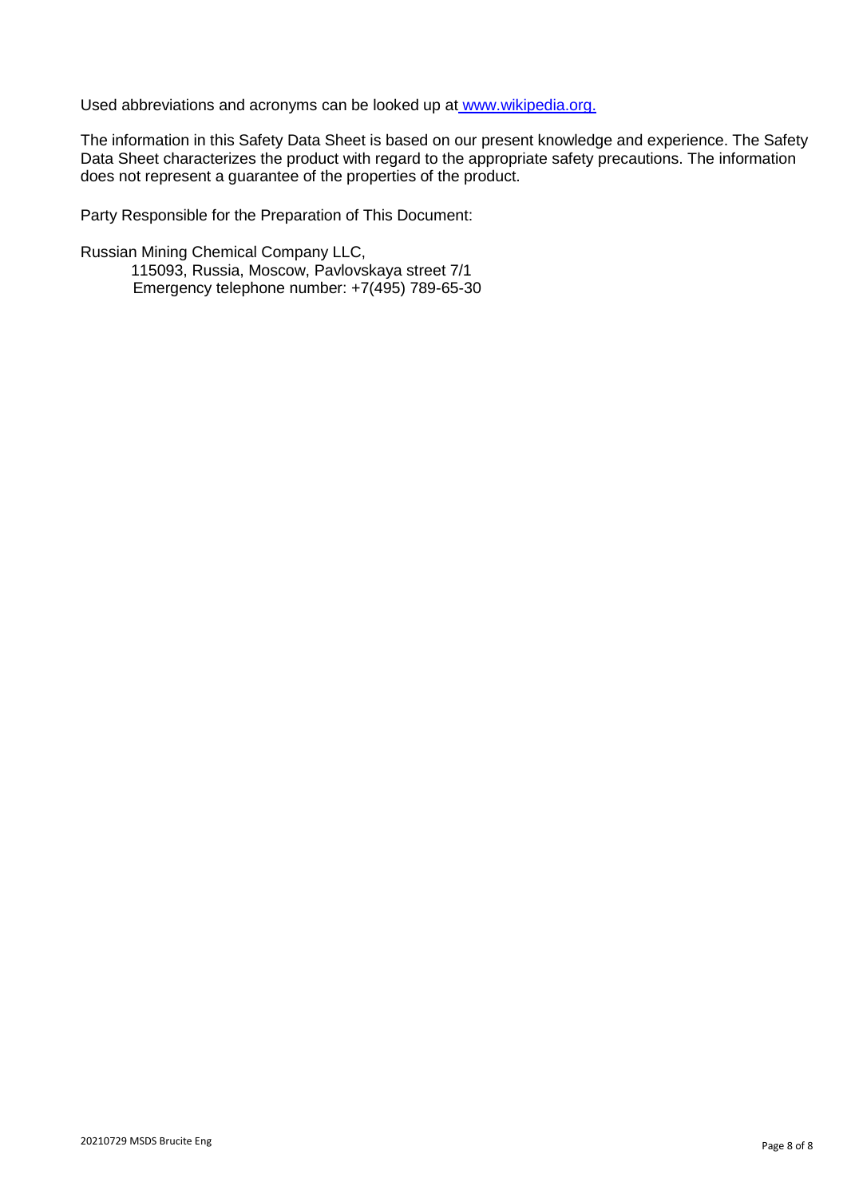Used abbreviations and acronyms can be looked up at www.wikipedia.org.

The information in this Safety Data Sheet is based on our present knowledge and experience. The Safety Data Sheet characterizes the product with regard to the appropriate safety precautions. The information does not represent a guarantee of the properties of the product.

Party Responsible for the Preparation of This Document:

Russian Mining Chemical Company LLC,
115093, Russia, Moscow, Pavlovskaya street 7/1
Emergency telephone number: +7(495) 789-65-30